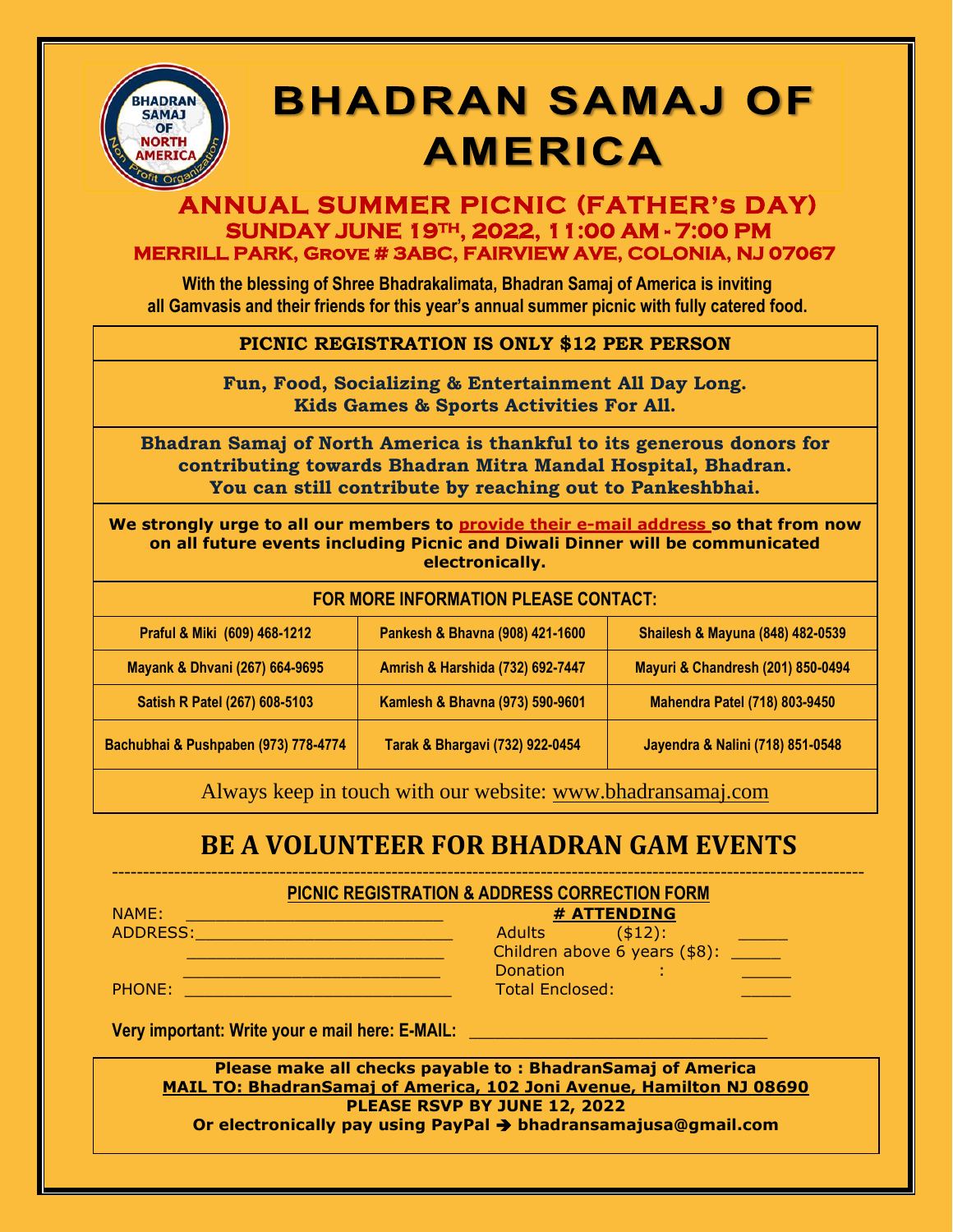# BHADRAN SAMAJ OF AMERICA

## ANNUAL SUMMER PICNIC (FATHER's DAY)

### SUNDAY JUNE 19TH, 2022, 11:00 AM - 7:00 PM

### MERRILL PARK, Grove # 3ABC, FAIRVIEW AVE, COLONIA, NJ 07067

**With the blessing of Shree Bhadrakalimata, Bhadran Samaj of America is inviting all Gamvasis and their friends for this year's annual summer picnic with fully catered food.**

**PICNIC REGISTRATION IS ONLY $12 PER PERSON**

**Fun, Food, Socializing & Entertainment All Day Long.**
**Kids Games & Sports Activities For All.**

**Bhadran Samaj of North America is thankful to its generous donors for contributing towards Bhadran Mitra Mandal Hospital, Bhadran.**
**You can still contribute by reaching out to Pankeshbhai.**

**We strongly urge to all our members to provide their e-mail address so that from now on all future events including Picnic and Diwali Dinner will be communicated electronically.**

**FOR MORE INFORMATION PLEASE CONTACT:**

| | | |
|---|---|---|
| Praful & Miki (609) 468-1212 | Pankesh & Bhavna (908) 421-1600 | Shailesh & Mayuna (848) 482-0539 |
| Mayank & Dhvani (267) 664-9695 | Amrish & Harshida (732) 692-7447 | Mayuri & Chandresh (201) 850-0494 |
| Satish R Patel (267) 608-5103 | Kamlesh & Bhavna (973) 590-9601 | Mahendra Patel (718) 803-9450 |
| Bachubhai & Pushpaben (973) 778-4774 | Tarak & Bhargavi (732) 922-0454 | Jayendra & Nalini (718) 851-0548 |

Always keep in touch with our website: www.bhadransamaj.com

## BE A VOLUNTEER FOR BHADRAN GAM EVENTS

---

**PICNIC REGISTRATION & ADDRESS CORRECTION FORM**

NAME: ________________________

ADDRESS: ________________________

________________________

________________________

PHONE: ________________________

**# ATTENDING**

Adults ($12): _____

Children above 6 years ($8): _____

Donation : _____

Total Enclosed: _____

**Very important: Write your e mail here: E-MAIL:** ____________________________

**Please make all checks payable to : BhadranSamaj of America**
**MAIL TO: BhadranSamaj of America, 102 Joni Avenue, Hamilton NJ 08690**
**PLEASE RSVP BY JUNE 12, 2022**
**Or electronically pay using PayPal → bhadransamajusa@gmail.com**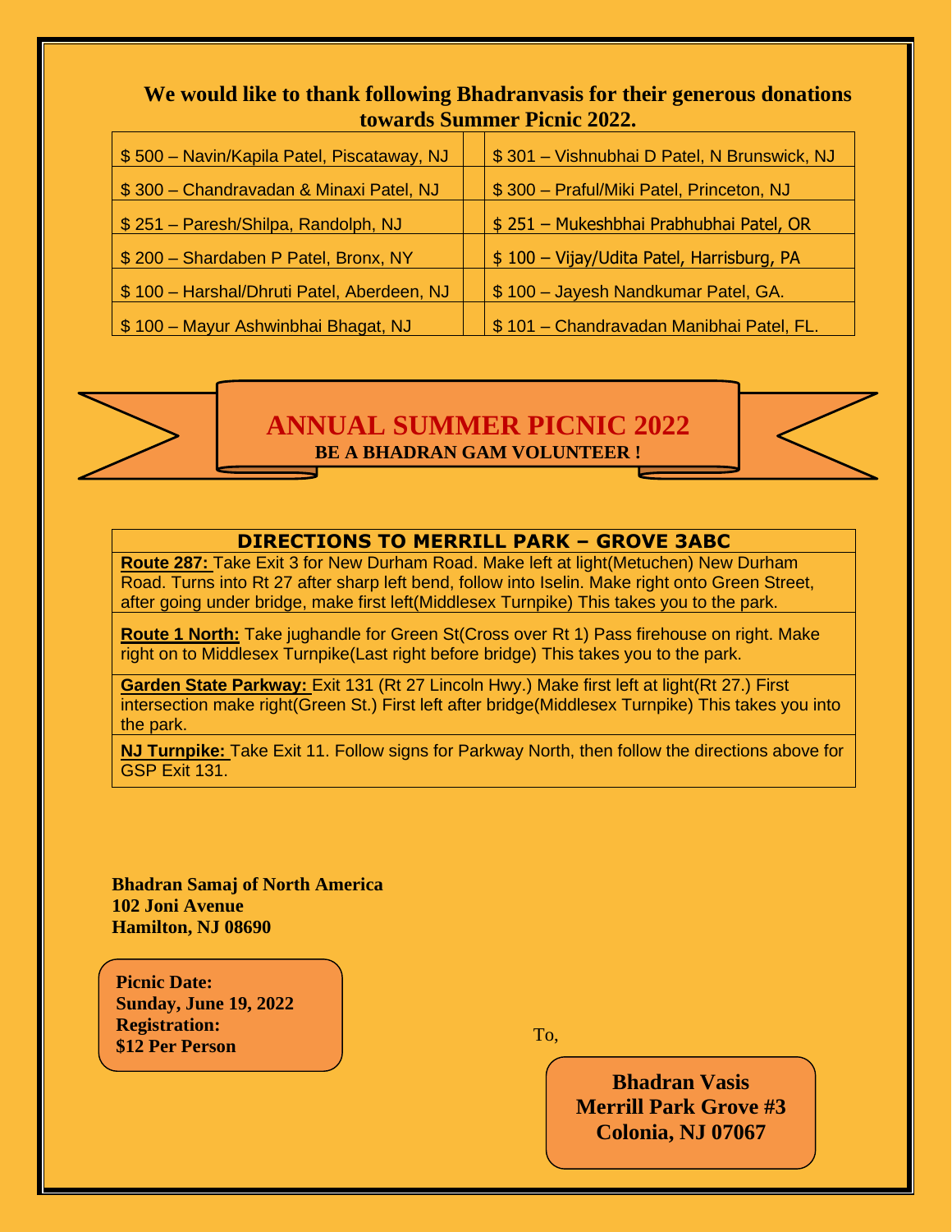**We would like to thank following Bhadranvasis for their generous donations towards Summer Picnic 2022.**

| | | |
|---|---|---|
| $ 500 – Navin/Kapila Patel, Piscataway, NJ | | $ 301 – Vishnubhai D Patel, N Brunswick, NJ |
| $ 300 – Chandravadan & Minaxi Patel, NJ | | $ 300 – Praful/Miki Patel, Princeton, NJ |
| $ 251 – Paresh/Shilpa, Randolph, NJ | | $ 251 – Mukeshbhai Prabhubhai Patel, OR |
| $ 200 – Shardaben P Patel, Bronx, NY | | $ 100 – Vijay/Udita Patel, Harrisburg, PA |
| $ 100 – Harshal/Dhruti Patel, Aberdeen, NJ | | $ 100 – Jayesh Nandkumar Patel, GA. |
| $ 100 – Mayur Ashwinbhai Bhagat, NJ | | $ 101 – Chandravadan Manibhai Patel, FL. |

# ANNUAL SUMMER PICNIC 2022

**BE A BHADRAN GAM VOLUNTEER !**

## DIRECTIONS TO MERRILL PARK – GROVE 3ABC

**Route 287:** Take Exit 3 for New Durham Road. Make left at light(Metuchen) New Durham Road. Turns into Rt 27 after sharp left bend, follow into Iselin. Make right onto Green Street, after going under bridge, make first left(Middlesex Turnpike) This takes you to the park.

**Route 1 North:** Take jughandle for Green St(Cross over Rt 1) Pass firehouse on right. Make right on to Middlesex Turnpike(Last right before bridge) This takes you to the park.

**Garden State Parkway:** Exit 131 (Rt 27 Lincoln Hwy.) Make first left at light(Rt 27.) First intersection make right(Green St.) First left after bridge(Middlesex Turnpike) This takes you into the park.

**NJ Turnpike:** Take Exit 11. Follow signs for Parkway North, then follow the directions above for GSP Exit 131.

**Bhadran Samaj of North America**
**102 Joni Avenue**
**Hamilton, NJ 08690**

**Picnic Date:**
**Sunday, June 19, 2022**
**Registration:**
**$12 Per Person**

To,

**Bhadran Vasis**
**Merrill Park Grove #3**
**Colonia, NJ 07067**